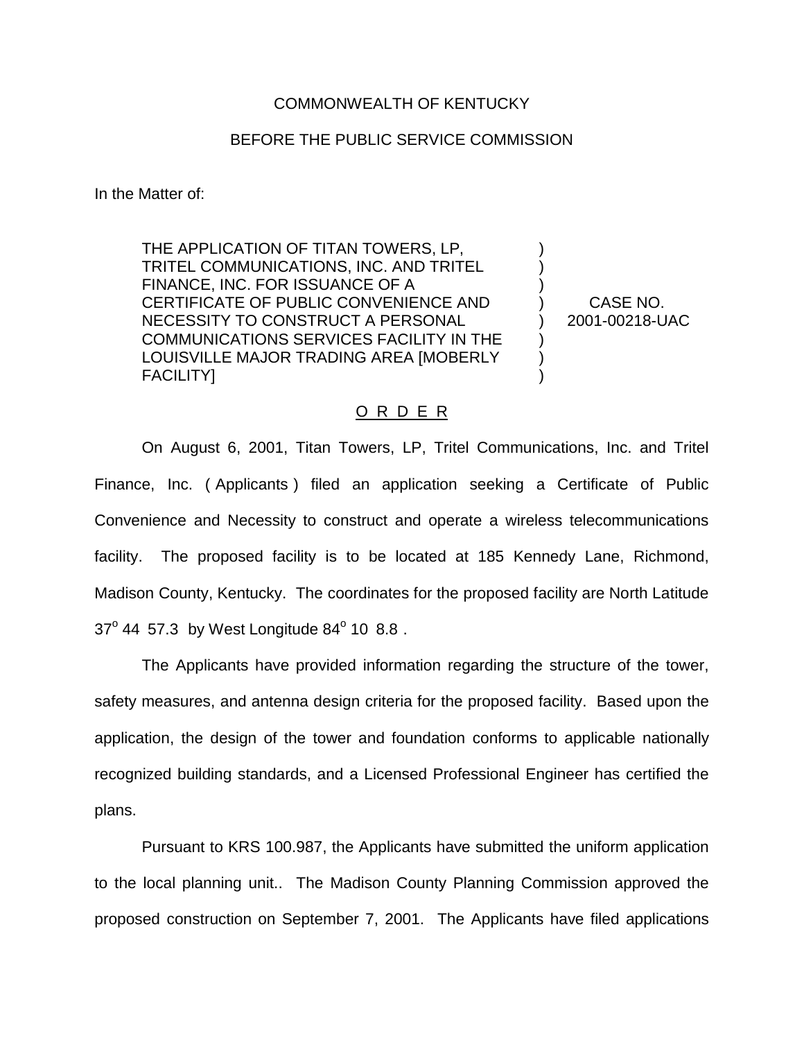COMMONWEALTH OF KENTUCKY

BEFORE THE PUBLIC SERVICE COMMISSION

In the Matter of:

| | | |
|---|---|---|
| THE APPLICATION OF TITAN TOWERS, LP, TRITEL COMMUNICATIONS, INC. AND TRITEL FINANCE, INC. FOR ISSUANCE OF A CERTIFICATE OF PUBLIC CONVENIENCE AND NECESSITY TO CONSTRUCT A PERSONAL COMMUNICATIONS SERVICES FACILITY IN THE LOUISVILLE MAJOR TRADING AREA [MOBERLY FACILITY] | ) | CASE NO. 2001-00218-UAC |

O R D E R

On August 6, 2001, Titan Towers, LP, Tritel Communications, Inc. and Tritel Finance, Inc. ( Applicants ) filed an application seeking a Certificate of Public Convenience and Necessity to construct and operate a wireless telecommunications facility. The proposed facility is to be located at 185 Kennedy Lane, Richmond, Madison County, Kentucky. The coordinates for the proposed facility are North Latitude 37° 44 57.3 by West Longitude 84° 10 8.8 .

The Applicants have provided information regarding the structure of the tower, safety measures, and antenna design criteria for the proposed facility. Based upon the application, the design of the tower and foundation conforms to applicable nationally recognized building standards, and a Licensed Professional Engineer has certified the plans.

Pursuant to KRS 100.987, the Applicants have submitted the uniform application to the local planning unit.. The Madison County Planning Commission approved the proposed construction on September 7, 2001. The Applicants have filed applications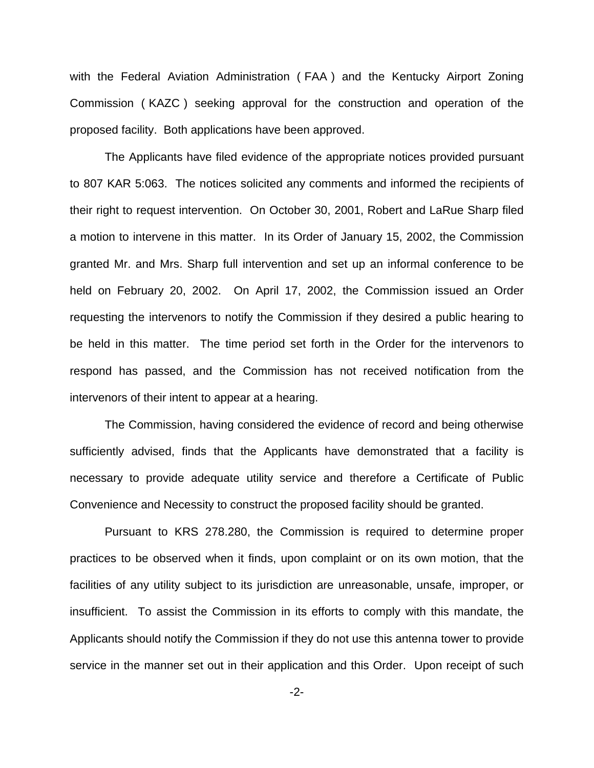with the Federal Aviation Administration ( FAA ) and the Kentucky Airport Zoning Commission ( KAZC ) seeking approval for the construction and operation of the proposed facility. Both applications have been approved.

The Applicants have filed evidence of the appropriate notices provided pursuant to 807 KAR 5:063. The notices solicited any comments and informed the recipients of their right to request intervention. On October 30, 2001, Robert and LaRue Sharp filed a motion to intervene in this matter. In its Order of January 15, 2002, the Commission granted Mr. and Mrs. Sharp full intervention and set up an informal conference to be held on February 20, 2002. On April 17, 2002, the Commission issued an Order requesting the intervenors to notify the Commission if they desired a public hearing to be held in this matter. The time period set forth in the Order for the intervenors to respond has passed, and the Commission has not received notification from the intervenors of their intent to appear at a hearing.

The Commission, having considered the evidence of record and being otherwise sufficiently advised, finds that the Applicants have demonstrated that a facility is necessary to provide adequate utility service and therefore a Certificate of Public Convenience and Necessity to construct the proposed facility should be granted.

Pursuant to KRS 278.280, the Commission is required to determine proper practices to be observed when it finds, upon complaint or on its own motion, that the facilities of any utility subject to its jurisdiction are unreasonable, unsafe, improper, or insufficient. To assist the Commission in its efforts to comply with this mandate, the Applicants should notify the Commission if they do not use this antenna tower to provide service in the manner set out in their application and this Order. Upon receipt of such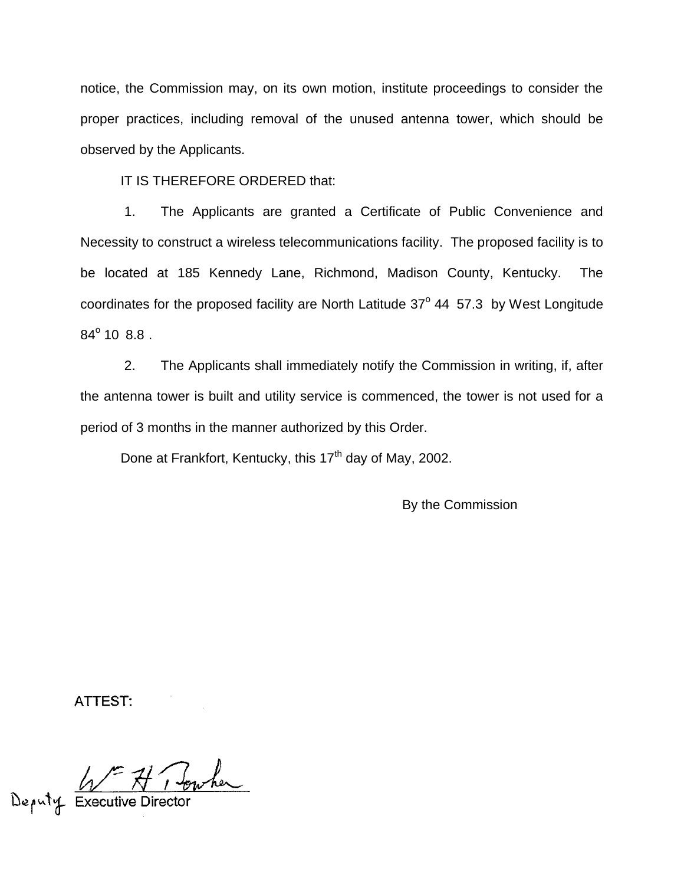notice, the Commission may, on its own motion, institute proceedings to consider the proper practices, including removal of the unused antenna tower, which should be observed by the Applicants.

IT IS THEREFORE ORDERED that:

1. The Applicants are granted a Certificate of Public Convenience and Necessity to construct a wireless telecommunications facility. The proposed facility is to be located at 185 Kennedy Lane, Richmond, Madison County, Kentucky. The coordinates for the proposed facility are North Latitude 37° 44 57.3 by West Longitude 84° 10 8.8 .

2. The Applicants shall immediately notify the Commission in writing, if, after the antenna tower is built and utility service is commenced, the tower is not used for a period of 3 months in the manner authorized by this Order.

Done at Frankfort, Kentucky, this 17th day of May, 2002.

By the Commission

ATTEST:

Deputy Executive Director